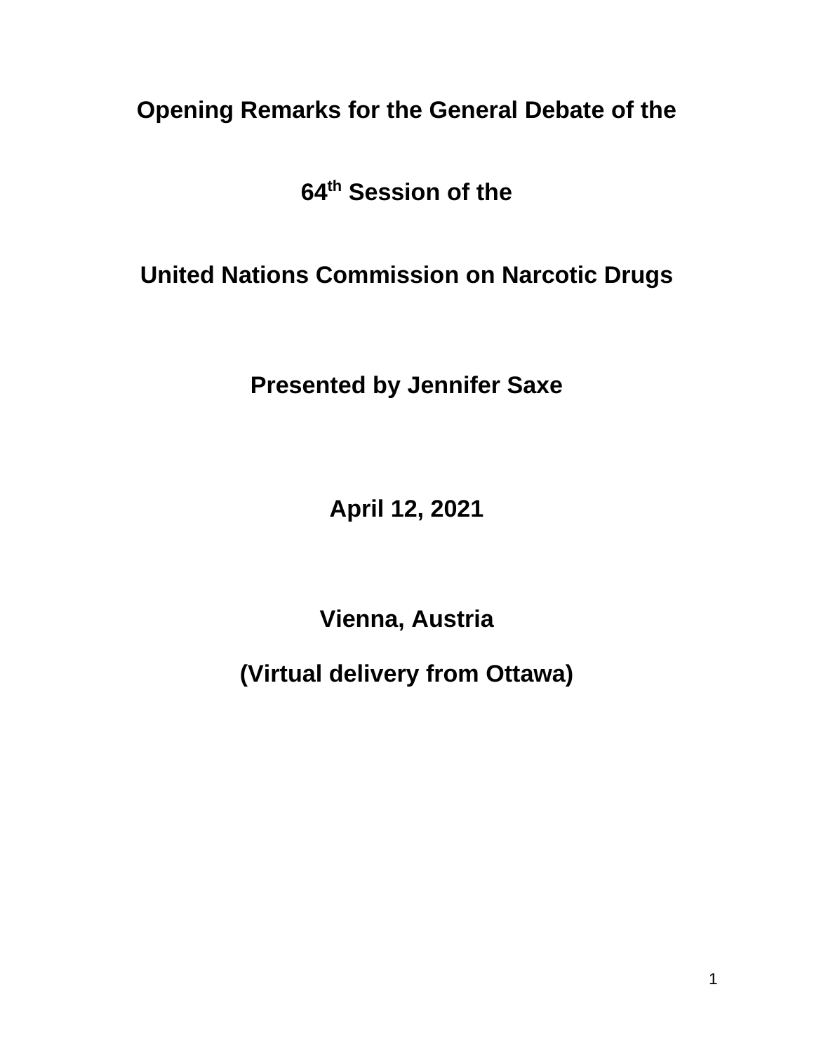# Opening Remarks for the General Debate of the

# 64th Session of the

# United Nations Commission on Narcotic Drugs

**Presented by Jennifer Saxe**

**April 12, 2021**

**Vienna, Austria**

**(Virtual delivery from Ottawa)**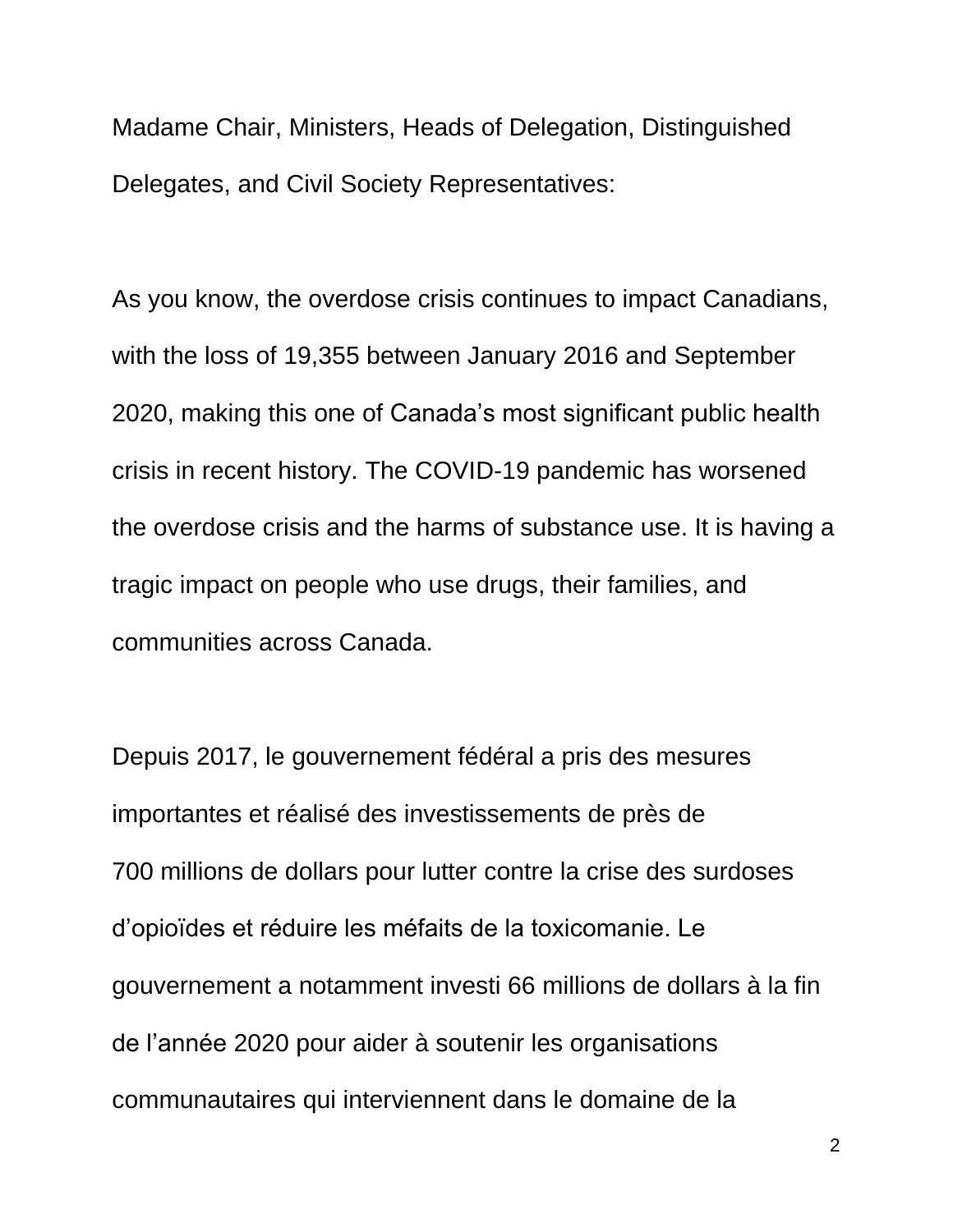Madame Chair, Ministers, Heads of Delegation, Distinguished Delegates, and Civil Society Representatives:

As you know, the overdose crisis continues to impact Canadians, with the loss of 19,355 between January 2016 and September 2020, making this one of Canada's most significant public health crisis in recent history. The COVID-19 pandemic has worsened the overdose crisis and the harms of substance use. It is having a tragic impact on people who use drugs, their families, and communities across Canada.

Depuis 2017, le gouvernement fédéral a pris des mesures importantes et réalisé des investissements de près de 700 millions de dollars pour lutter contre la crise des surdoses d'opioïdes et réduire les méfaits de la toxicomanie. Le gouvernement a notamment investi 66 millions de dollars à la fin de l'année 2020 pour aider à soutenir les organisations communautaires qui interviennent dans le domaine de la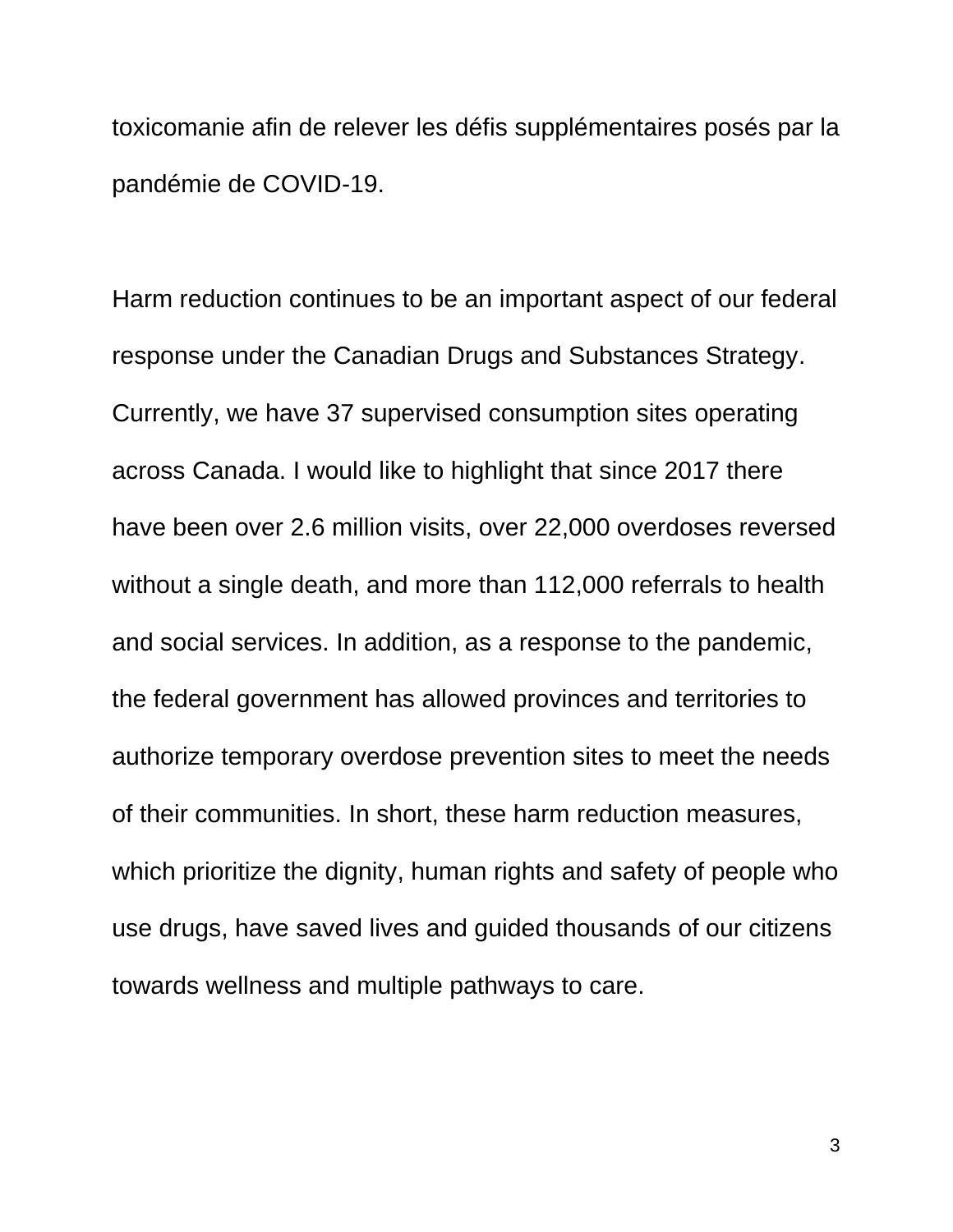toxicomanie afin de relever les défis supplémentaires posés par la pandémie de COVID-19.

Harm reduction continues to be an important aspect of our federal response under the Canadian Drugs and Substances Strategy. Currently, we have 37 supervised consumption sites operating across Canada. I would like to highlight that since 2017 there have been over 2.6 million visits, over 22,000 overdoses reversed without a single death, and more than 112,000 referrals to health and social services. In addition, as a response to the pandemic, the federal government has allowed provinces and territories to authorize temporary overdose prevention sites to meet the needs of their communities. In short, these harm reduction measures, which prioritize the dignity, human rights and safety of people who use drugs, have saved lives and guided thousands of our citizens towards wellness and multiple pathways to care.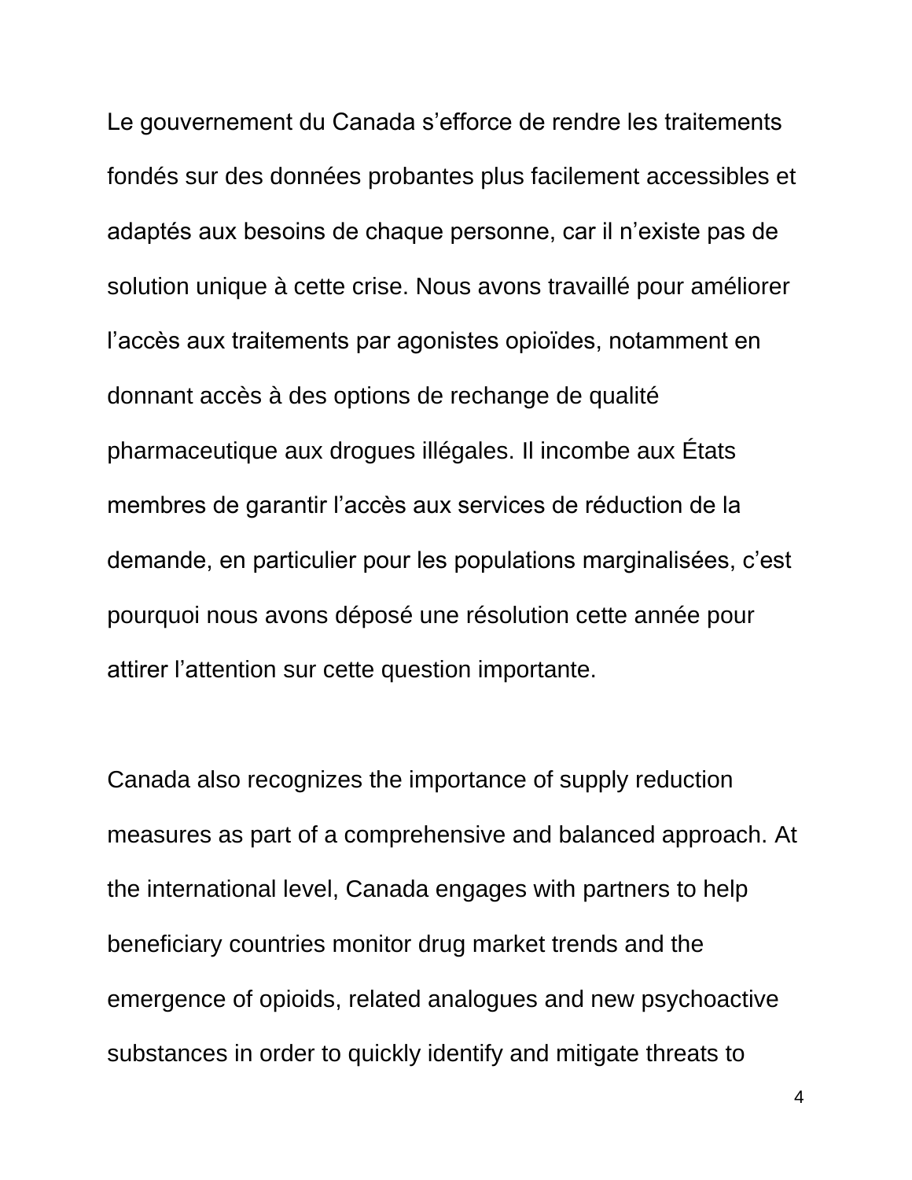Le gouvernement du Canada s’efforce de rendre les traitements fondés sur des données probantes plus facilement accessibles et adaptés aux besoins de chaque personne, car il n’existe pas de solution unique à cette crise. Nous avons travaillé pour améliorer l’accès aux traitements par agonistes opioïdes, notamment en donnant accès à des options de rechange de qualité pharmaceutique aux drogues illégales. Il incombe aux États membres de garantir l’accès aux services de réduction de la demande, en particulier pour les populations marginalisées, c’est pourquoi nous avons déposé une résolution cette année pour attirer l’attention sur cette question importante.

Canada also recognizes the importance of supply reduction measures as part of a comprehensive and balanced approach. At the international level, Canada engages with partners to help beneficiary countries monitor drug market trends and the emergence of opioids, related analogues and new psychoactive substances in order to quickly identify and mitigate threats to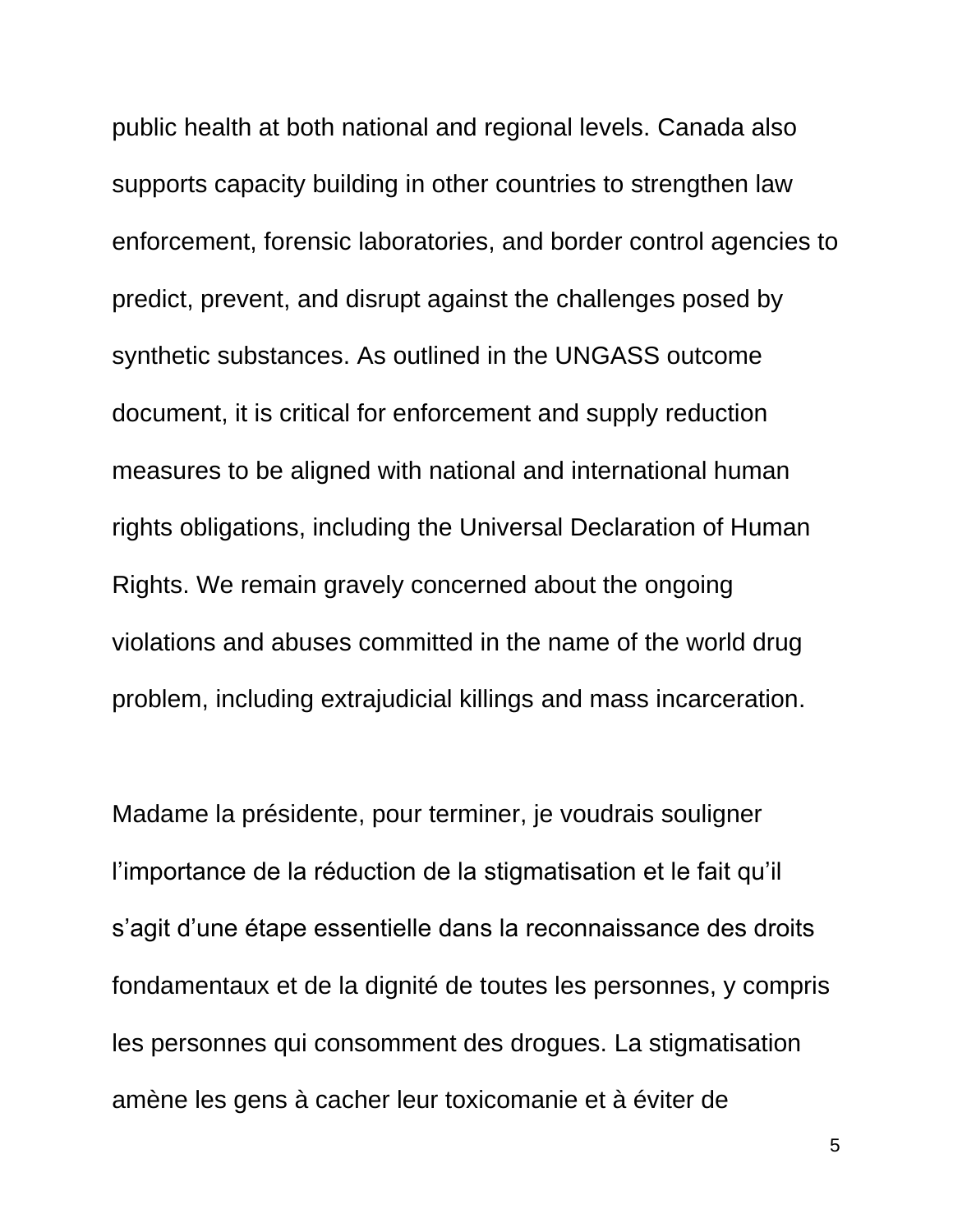public health at both national and regional levels. Canada also supports capacity building in other countries to strengthen law enforcement, forensic laboratories, and border control agencies to predict, prevent, and disrupt against the challenges posed by synthetic substances. As outlined in the UNGASS outcome document, it is critical for enforcement and supply reduction measures to be aligned with national and international human rights obligations, including the Universal Declaration of Human Rights. We remain gravely concerned about the ongoing violations and abuses committed in the name of the world drug problem, including extrajudicial killings and mass incarceration.

Madame la présidente, pour terminer, je voudrais souligner l'importance de la réduction de la stigmatisation et le fait qu'il s'agit d'une étape essentielle dans la reconnaissance des droits fondamentaux et de la dignité de toutes les personnes, y compris les personnes qui consomment des drogues. La stigmatisation amène les gens à cacher leur toxicomanie et à éviter de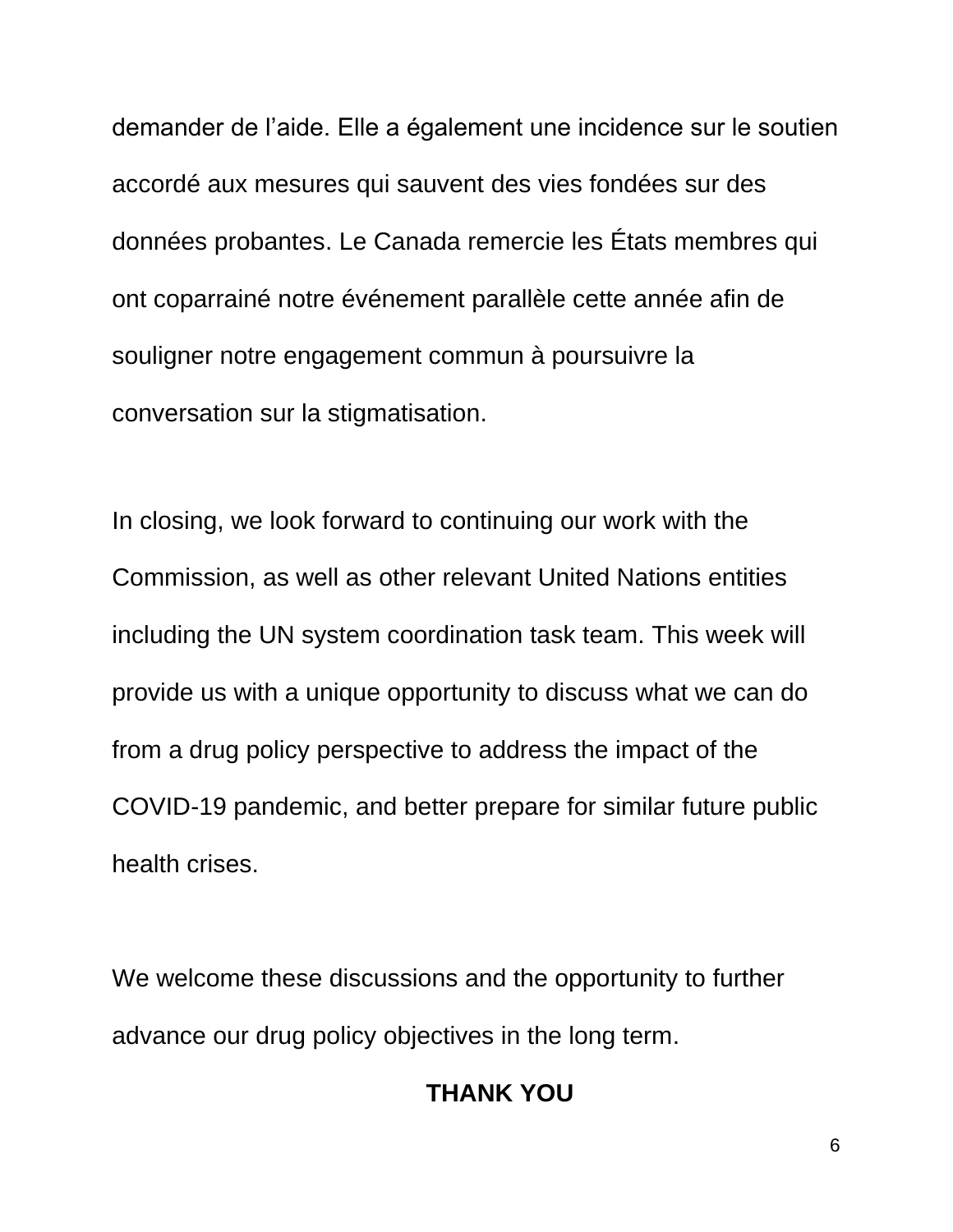demander de l'aide. Elle a également une incidence sur le soutien accordé aux mesures qui sauvent des vies fondées sur des données probantes. Le Canada remercie les États membres qui ont coparrainé notre événement parallèle cette année afin de souligner notre engagement commun à poursuivre la conversation sur la stigmatisation.

In closing, we look forward to continuing our work with the Commission, as well as other relevant United Nations entities including the UN system coordination task team. This week will provide us with a unique opportunity to discuss what we can do from a drug policy perspective to address the impact of the COVID-19 pandemic, and better prepare for similar future public health crises.

We welcome these discussions and the opportunity to further advance our drug policy objectives in the long term.

**THANK YOU**